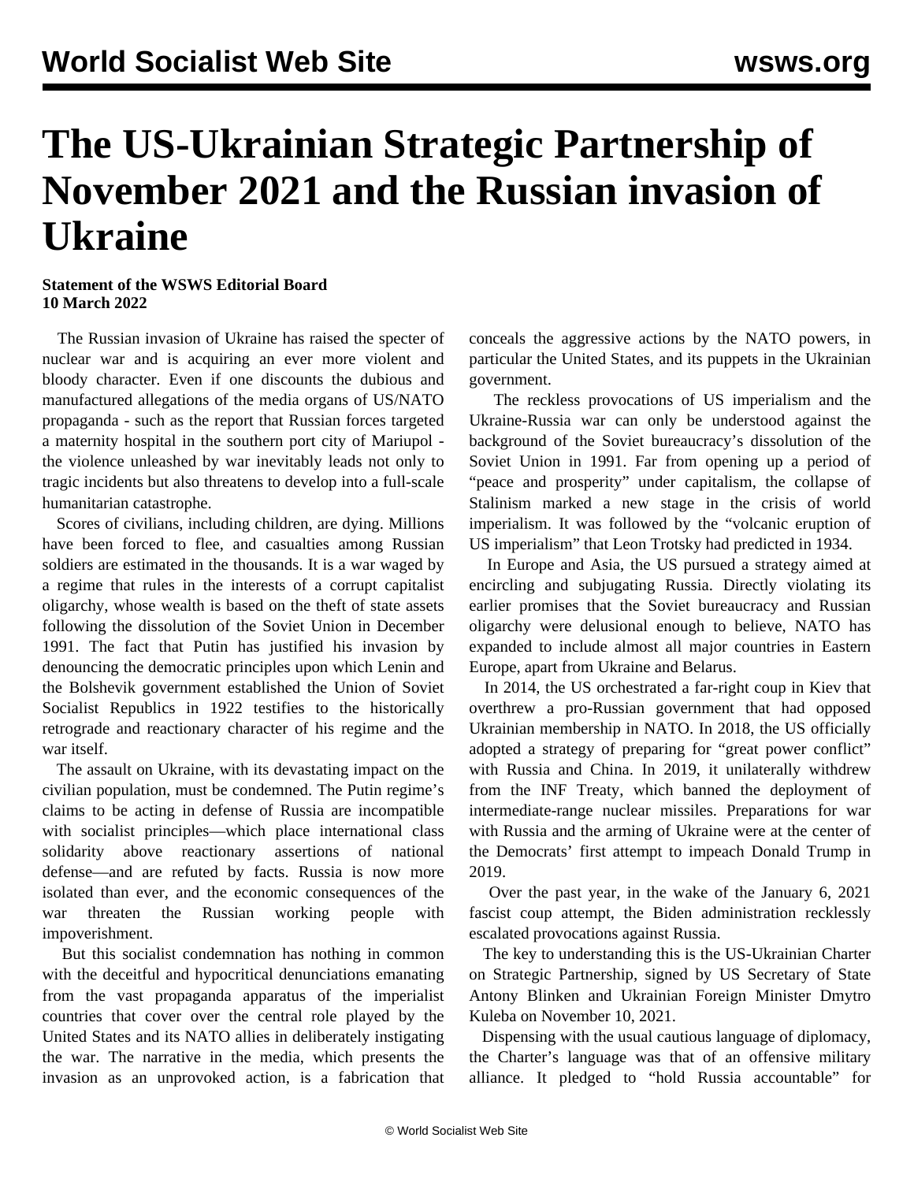# The US-Ukrainian Strategic Partnership of November 2021 and the Russian invasion of Ukraine

**Statement of the WSWS Editorial Board**
**10 March 2022**

The Russian invasion of Ukraine has raised the specter of nuclear war and is acquiring an ever more violent and bloody character. Even if one discounts the dubious and manufactured allegations of the media organs of US/NATO propaganda - such as the report that Russian forces targeted a maternity hospital in the southern port city of Mariupol - the violence unleashed by war inevitably leads not only to tragic incidents but also threatens to develop into a full-scale humanitarian catastrophe.

Scores of civilians, including children, are dying. Millions have been forced to flee, and casualties among Russian soldiers are estimated in the thousands. It is a war waged by a regime that rules in the interests of a corrupt capitalist oligarchy, whose wealth is based on the theft of state assets following the dissolution of the Soviet Union in December 1991. The fact that Putin has justified his invasion by denouncing the democratic principles upon which Lenin and the Bolshevik government established the Union of Soviet Socialist Republics in 1922 testifies to the historically retrograde and reactionary character of his regime and the war itself.

The assault on Ukraine, with its devastating impact on the civilian population, must be condemned. The Putin regime's claims to be acting in defense of Russia are incompatible with socialist principles—which place international class solidarity above reactionary assertions of national defense—and are refuted by facts. Russia is now more isolated than ever, and the economic consequences of the war threaten the Russian working people with impoverishment.

But this socialist condemnation has nothing in common with the deceitful and hypocritical denunciations emanating from the vast propaganda apparatus of the imperialist countries that cover over the central role played by the United States and its NATO allies in deliberately instigating the war. The narrative in the media, which presents the invasion as an unprovoked action, is a fabrication that conceals the aggressive actions by the NATO powers, in particular the United States, and its puppets in the Ukrainian government.

The reckless provocations of US imperialism and the Ukraine-Russia war can only be understood against the background of the Soviet bureaucracy's dissolution of the Soviet Union in 1991. Far from opening up a period of "peace and prosperity" under capitalism, the collapse of Stalinism marked a new stage in the crisis of world imperialism. It was followed by the "volcanic eruption of US imperialism" that Leon Trotsky had predicted in 1934.

In Europe and Asia, the US pursued a strategy aimed at encircling and subjugating Russia. Directly violating its earlier promises that the Soviet bureaucracy and Russian oligarchy were delusional enough to believe, NATO has expanded to include almost all major countries in Eastern Europe, apart from Ukraine and Belarus.

In 2014, the US orchestrated a far-right coup in Kiev that overthrew a pro-Russian government that had opposed Ukrainian membership in NATO. In 2018, the US officially adopted a strategy of preparing for "great power conflict" with Russia and China. In 2019, it unilaterally withdrew from the INF Treaty, which banned the deployment of intermediate-range nuclear missiles. Preparations for war with Russia and the arming of Ukraine were at the center of the Democrats' first attempt to impeach Donald Trump in 2019.

Over the past year, in the wake of the January 6, 2021 fascist coup attempt, the Biden administration recklessly escalated provocations against Russia.

The key to understanding this is the US-Ukrainian Charter on Strategic Partnership, signed by US Secretary of State Antony Blinken and Ukrainian Foreign Minister Dmytro Kuleba on November 10, 2021.

Dispensing with the usual cautious language of diplomacy, the Charter's language was that of an offensive military alliance. It pledged to "hold Russia accountable" for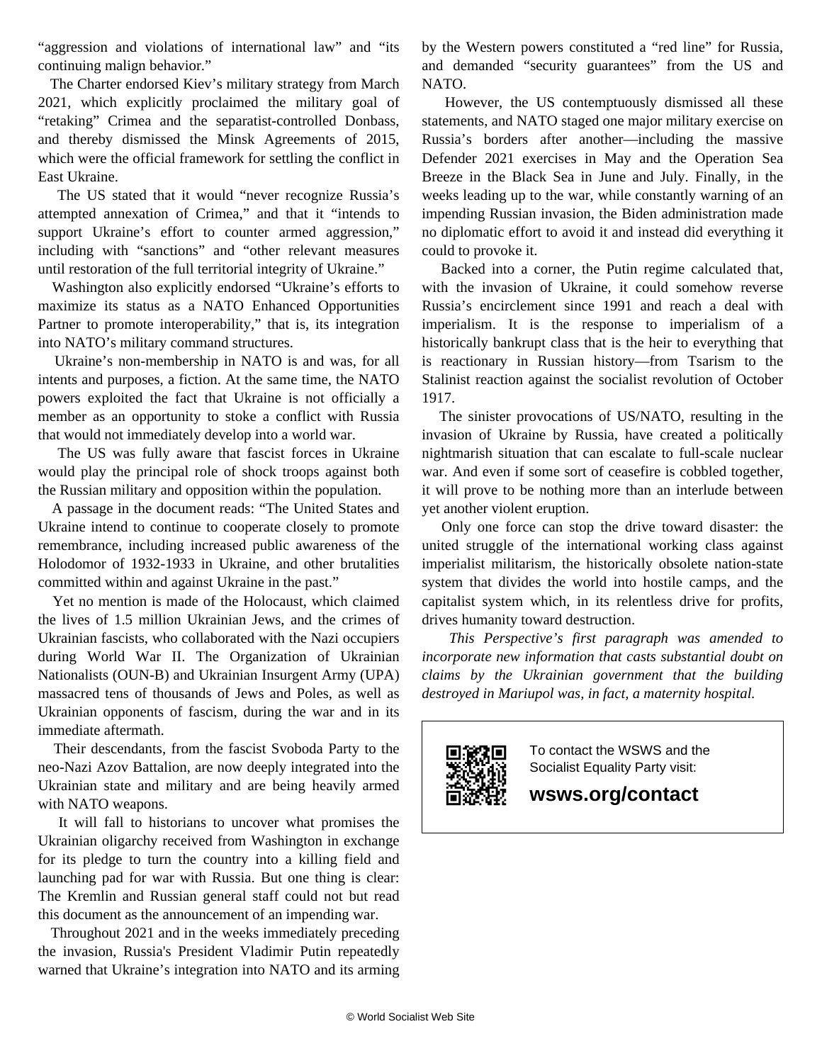"aggression and violations of international law" and "its continuing malign behavior."

The Charter endorsed Kiev's military strategy from March 2021, which explicitly proclaimed the military goal of "retaking" Crimea and the separatist-controlled Donbass, and thereby dismissed the Minsk Agreements of 2015, which were the official framework for settling the conflict in East Ukraine.

The US stated that it would "never recognize Russia's attempted annexation of Crimea," and that it "intends to support Ukraine's effort to counter armed aggression," including with "sanctions" and "other relevant measures until restoration of the full territorial integrity of Ukraine."

Washington also explicitly endorsed "Ukraine's efforts to maximize its status as a NATO Enhanced Opportunities Partner to promote interoperability," that is, its integration into NATO's military command structures.

Ukraine's non-membership in NATO is and was, for all intents and purposes, a fiction. At the same time, the NATO powers exploited the fact that Ukraine is not officially a member as an opportunity to stoke a conflict with Russia that would not immediately develop into a world war.

The US was fully aware that fascist forces in Ukraine would play the principal role of shock troops against both the Russian military and opposition within the population.

A passage in the document reads: "The United States and Ukraine intend to continue to cooperate closely to promote remembrance, including increased public awareness of the Holodomor of 1932-1933 in Ukraine, and other brutalities committed within and against Ukraine in the past."

Yet no mention is made of the Holocaust, which claimed the lives of 1.5 million Ukrainian Jews, and the crimes of Ukrainian fascists, who collaborated with the Nazi occupiers during World War II. The Organization of Ukrainian Nationalists (OUN-B) and Ukrainian Insurgent Army (UPA) massacred tens of thousands of Jews and Poles, as well as Ukrainian opponents of fascism, during the war and in its immediate aftermath.

Their descendants, from the fascist Svoboda Party to the neo-Nazi Azov Battalion, are now deeply integrated into the Ukrainian state and military and are being heavily armed with NATO weapons.

It will fall to historians to uncover what promises the Ukrainian oligarchy received from Washington in exchange for its pledge to turn the country into a killing field and launching pad for war with Russia. But one thing is clear: The Kremlin and Russian general staff could not but read this document as the announcement of an impending war.

Throughout 2021 and in the weeks immediately preceding the invasion, Russia's President Vladimir Putin repeatedly warned that Ukraine's integration into NATO and its arming by the Western powers constituted a "red line" for Russia, and demanded "security guarantees" from the US and NATO.

However, the US contemptuously dismissed all these statements, and NATO staged one major military exercise on Russia's borders after another—including the massive Defender 2021 exercises in May and the Operation Sea Breeze in the Black Sea in June and July. Finally, in the weeks leading up to the war, while constantly warning of an impending Russian invasion, the Biden administration made no diplomatic effort to avoid it and instead did everything it could to provoke it.

Backed into a corner, the Putin regime calculated that, with the invasion of Ukraine, it could somehow reverse Russia's encirclement since 1991 and reach a deal with imperialism. It is the response to imperialism of a historically bankrupt class that is the heir to everything that is reactionary in Russian history—from Tsarism to the Stalinist reaction against the socialist revolution of October 1917.

The sinister provocations of US/NATO, resulting in the invasion of Ukraine by Russia, have created a politically nightmarish situation that can escalate to full-scale nuclear war. And even if some sort of ceasefire is cobbled together, it will prove to be nothing more than an interlude between yet another violent eruption.

Only one force can stop the drive toward disaster: the united struggle of the international working class against imperialist militarism, the historically obsolete nation-state system that divides the world into hostile camps, and the capitalist system which, in its relentless drive for profits, drives humanity toward destruction.

*This Perspective's first paragraph was amended to incorporate new information that casts substantial doubt on claims by the Ukrainian government that the building destroyed in Mariupol was, in fact, a maternity hospital.*

To contact the WSWS and the Socialist Equality Party visit:

**wsws.org/contact**